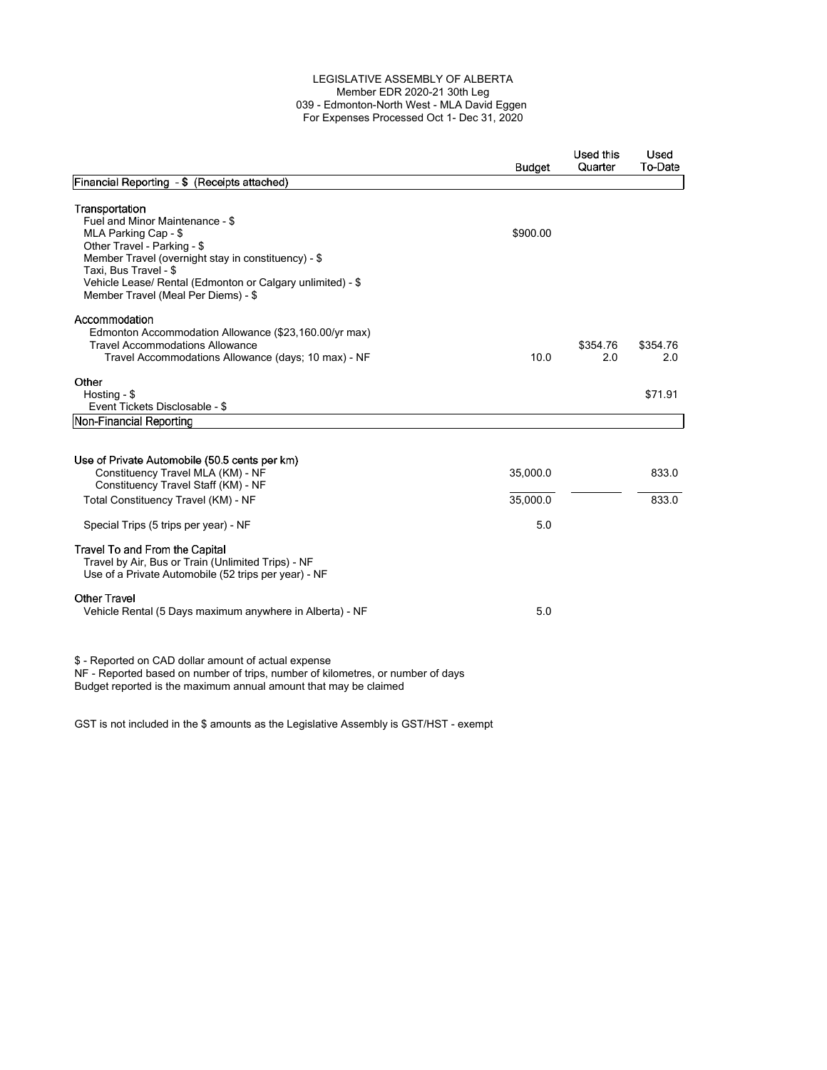LEGISLATIVE ASSEMBLY OF ALBERTA
Member EDR 2020-21 30th Leg
039 - Edmonton-North West - MLA David Eggen
For Expenses Processed Oct 1- Dec 31, 2020

| | Budget | Used this Quarter | Used To-Date |
|---|---|---|---|
| **Financial Reporting - $ (Receipts attached)** | | | |
| **Transportation** | | | |
| Fuel and Minor Maintenance - $ | | | |
| MLA Parking Cap - $ | $900.00 | | |
| Other Travel - Parking - $ | | | |
| Member Travel (overnight stay in constituency) - $ | | | |
| Taxi, Bus Travel - $ | | | |
| Vehicle Lease/ Rental (Edmonton or Calgary unlimited) - $ | | | |
| Member Travel (Meal Per Diems) - $ | | | |
| **Accommodation** | | | |
| Edmonton Accommodation Allowance ($23,160.00/yr max) | | | |
| Travel Accommodations Allowance | | $354.76 | $354.76 |
| Travel Accommodations Allowance (days; 10 max) - NF | 10.0 | 2.0 | 2.0 |
| **Other** | | | |
| Hosting - $ | | | $71.91 |
| Event Tickets Disclosable - $ | | | |
| **Non-Financial Reporting** | | | |
| **Use of Private Automobile (50.5 cents per km)** | | | |
| Constituency Travel MLA (KM) - NF | 35,000.0 | | 833.0 |
| Constituency Travel Staff (KM) - NF | | | |
| Total Constituency Travel (KM) - NF | 35,000.0 | | 833.0 |
| Special Trips (5 trips per year) - NF | 5.0 | | |
| **Travel To and From the Capital** | | | |
| Travel by Air, Bus or Train (Unlimited Trips) - NF | | | |
| Use of a Private Automobile (52 trips per year) - NF | | | |
| **Other Travel** | | | |
| Vehicle Rental (5 Days maximum anywhere in Alberta) - NF | 5.0 | | |

$ - Reported on CAD dollar amount of actual expense
NF - Reported based on number of trips, number of kilometres, or number of days
Budget reported is the maximum annual amount that may be claimed

GST is not included in the $ amounts as the Legislative Assembly is GST/HST - exempt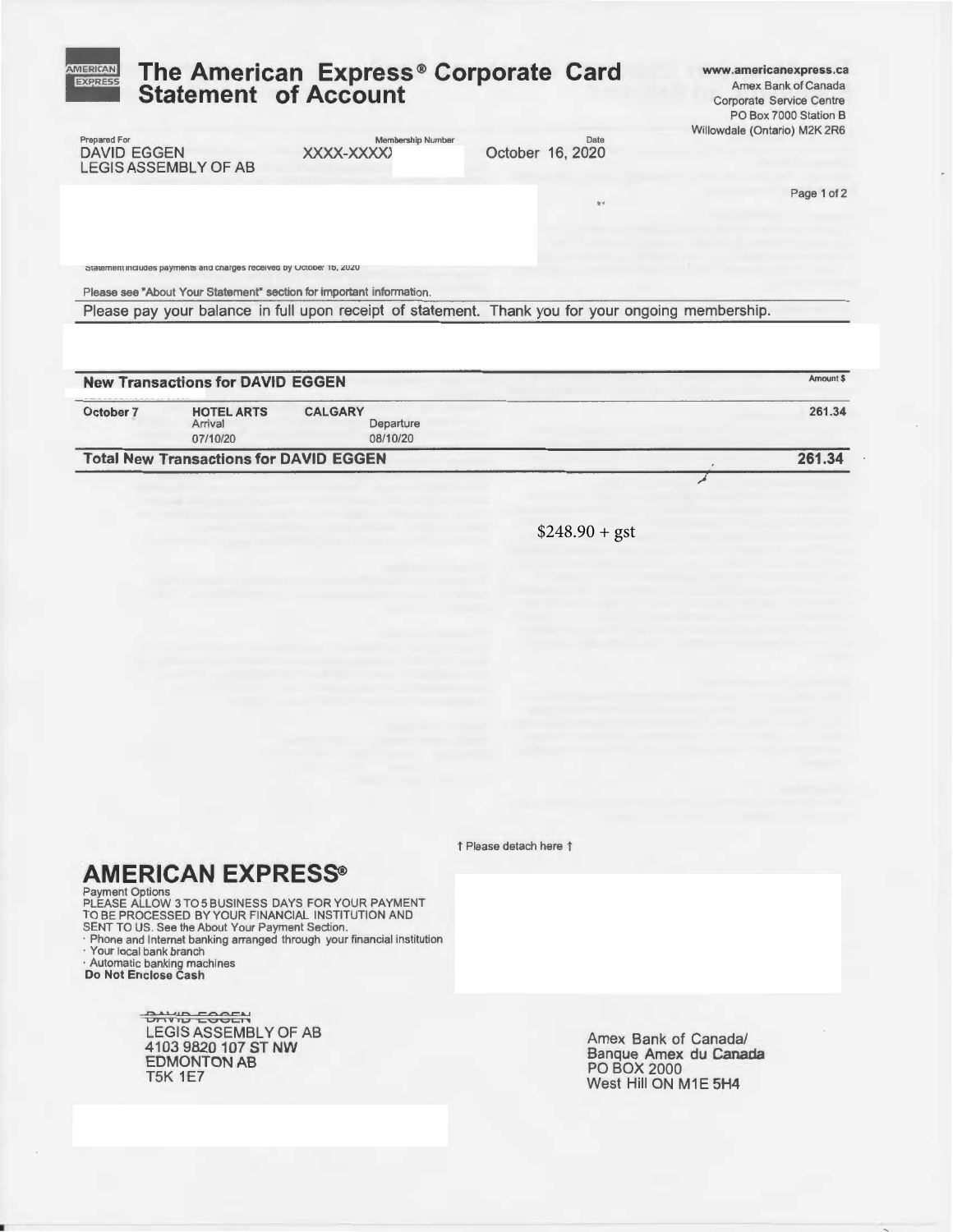# The American Express® Corporate Card Statement of Account

www.americanexpress.ca
Amex Bank of Canada
Corporate Service Centre
PO Box 7000 Station B
Willowdale (Ontario) M2K 2R6

Prepared For
DAVID EGGEN
LEGIS ASSEMBLY OF AB

Membership Number
XXXX-XXXX)

Date
October 16, 2020

Statement includes payments and charges received by October 16, 2020

Please see "About Your Statement" section for important information.

Please pay your balance in full upon receipt of statement. Thank you for your ongoing membership.

| New Transactions for DAVID EGGEN | | | Amount $ |
|---|---|---|---|
| October 7 | HOTEL ARTS<br>Arrival<br>07/10/20 | CALGARY<br>Departure<br>08/10/20 | 261.34 |
| **Total New Transactions for DAVID EGGEN** | | | **261.34** |

$248.90 + gst

† Please detach here †

## AMERICAN EXPRESS®

Payment Options
PLEASE ALLOW 3 TO 5 BUSINESS DAYS FOR YOUR PAYMENT TO BE PROCESSED BY YOUR FINANCIAL INSTITUTION AND SENT TO US. See the About Your Payment Section.

- Phone and Internet banking arranged through your financial institution
- Your local bank branch
- Automatic banking machines

**Do Not Enclose Cash**

~~DAVID EGGEN~~
LEGIS ASSEMBLY OF AB
4103 9820 107 ST NW
EDMONTON AB
T5K 1E7

Amex Bank of Canada/
Banque Amex du Canada
PO BOX 2000
West Hill ON M1E 5H4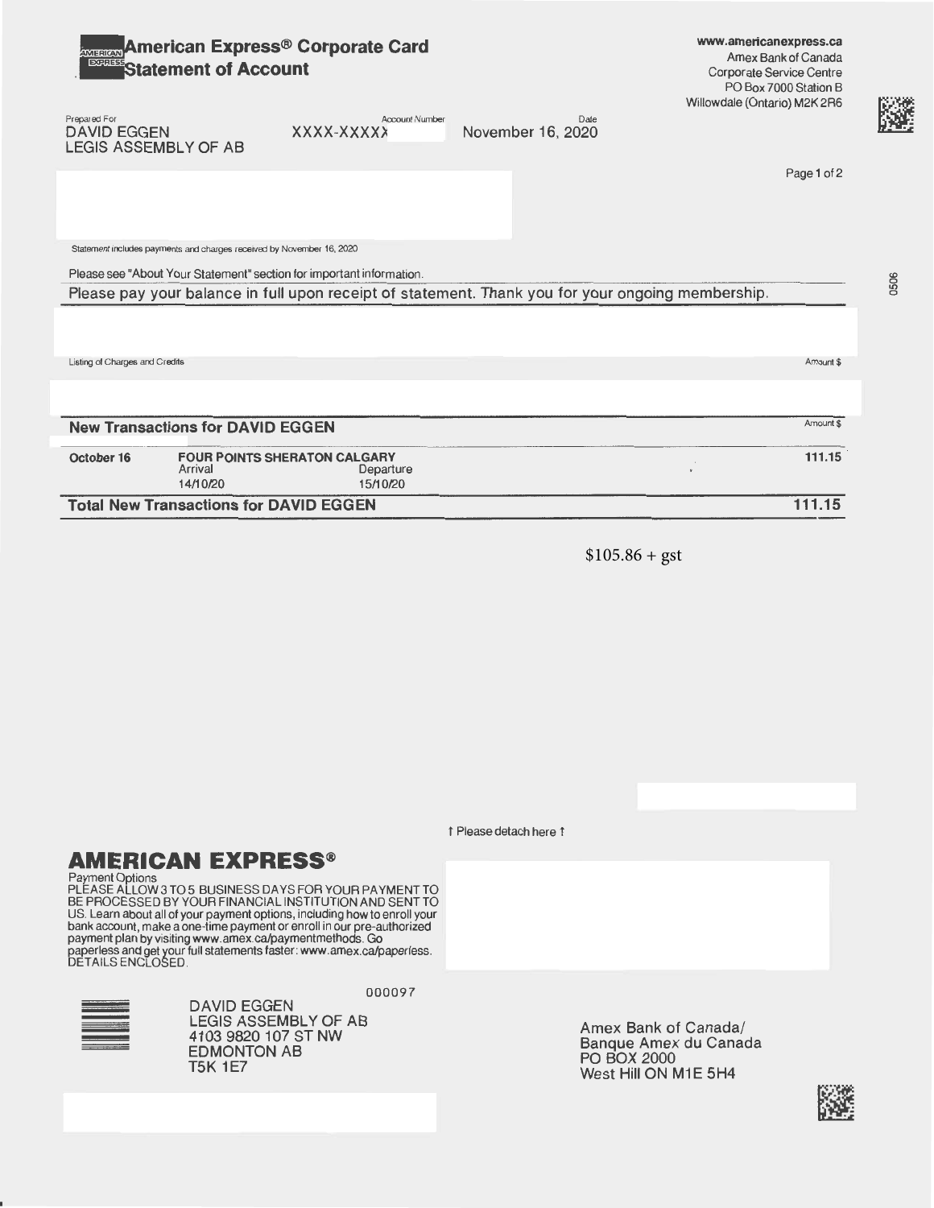# American Express® Corporate Card Statement of Account

www.americanexpress.ca
Amex Bank of Canada
Corporate Service Centre
PO Box 7000 Station B
Willowdale (Ontario) M2K 2R6

| Prepared For | Account Number | Date |
|---|---|---|
| DAVID EGGEN<br>LEGIS ASSEMBLY OF AB | XXXX-XXXXX | November 16, 2020 |

Statement includes payments and charges received by November 16, 2020

Please see "About Your Statement" section for important information.

Please pay your balance in full upon receipt of statement. Thank you for your ongoing membership.

Listing of Charges and Credits — Amount $

| New Transactions for DAVID EGGEN | | | Amount $ |
|---|---|---|---|
| October 16 | FOUR POINTS SHERATON CALGARY<br>Arrival 14/10/20 | Departure 15/10/20 | 111.15 |
| **Total New Transactions for DAVID EGGEN** | | | **111.15** |

$105.86 + gst

0506

↑ Please detach here ↑

## AMERICAN EXPRESS®

Payment Options
PLEASE ALLOW 3 TO 5 BUSINESS DAYS FOR YOUR PAYMENT TO BE PROCESSED BY YOUR FINANCIAL INSTITUTION AND SENT TO US. Learn about all of your payment options, including how to enroll your bank account, make a one-time payment or enroll in our pre-authorized payment plan by visiting www.amex.ca/paymentmethods. Go paperless and get your full statements faster: www.amex.ca/paperless. DETAILS ENCLOSED.

000097

DAVID EGGEN
LEGIS ASSEMBLY OF AB
4103 9820 107 ST NW
EDMONTON AB
T5K 1E7

Amex Bank of Canada/
Banque Amex du Canada
PO BOX 2000
West Hill ON M1E 5H4